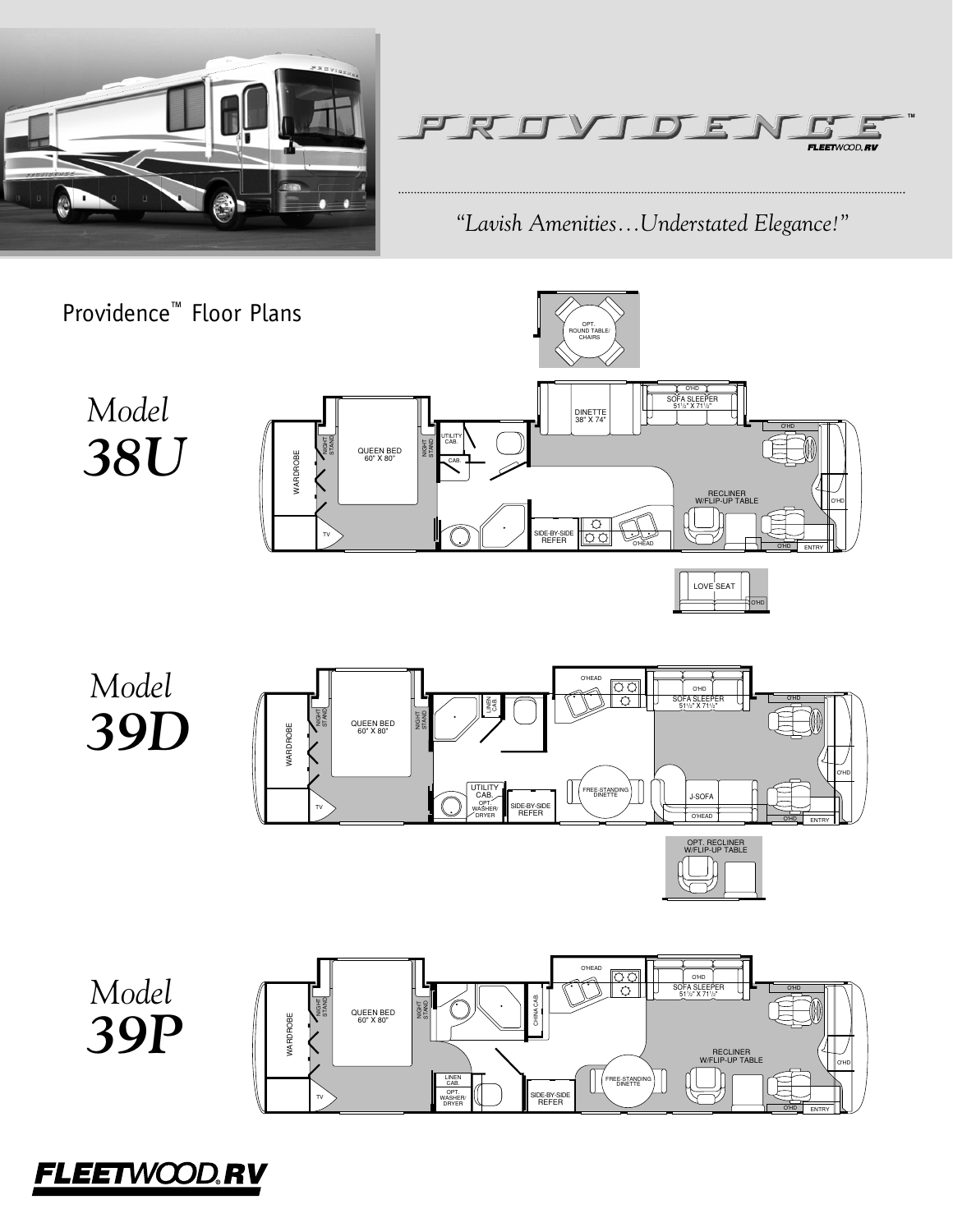# PROVIDENCE™

FLEETWOOD RV

*"Lavish Amenities…Understated Elegance!"*

## Providence™ Floor Plans

### *Model 38U*

OPT. ROUND TABLE/ CHAIRS

WARDROBE

NIGHT STAND

QUEEN BED 60" X 80"

NIGHT STAND

UTILITY CAB.

CAB

TV

DINETTE 38" X 74"

O'HD

SOFA SLEEPER 51½" X 71½"

O'HD

RECLINER W/FLIP-UP TABLE

O'HD

SIDE-BY-SIDE REFER

O'HEAD

O'HD

ENTRY

LOVE SEAT

O'HD

### *Model 39D*

WARDROBE

NIGHT STAND

QUEEN BED 60" X 80"

NIGHT STAND

LINEN CAB.

TV

UTILITY CAB.

OPT. WASHER/ DRYER

SIDE-BY-SIDE REFER

O'HEAD

FREE-STANDING DINETTE

O'HD

SOFA SLEEPER 51½" X 71½"

O'HD

J-SOFA

O'HEAD

O'HD

O'HD

ENTRY

OPT. RECLINER W/FLIP-UP TABLE

### *Model 39P*

WARDROBE

NIGHT STAND

QUEEN BED 60" X 80"

NIGHT STAND

TV

CHINA CAB.

LINEN CAB.

OPT. WASHER/ DRYER

SIDE-BY-SIDE REFER

O'HEAD

FREE-STANDING DINETTE

O'HD

SOFA SLEEPER 51½" X 71½"

O'HD

RECLINER W/FLIP-UP TABLE

O'HD

O'HD

ENTRY

FLEETWOOD RV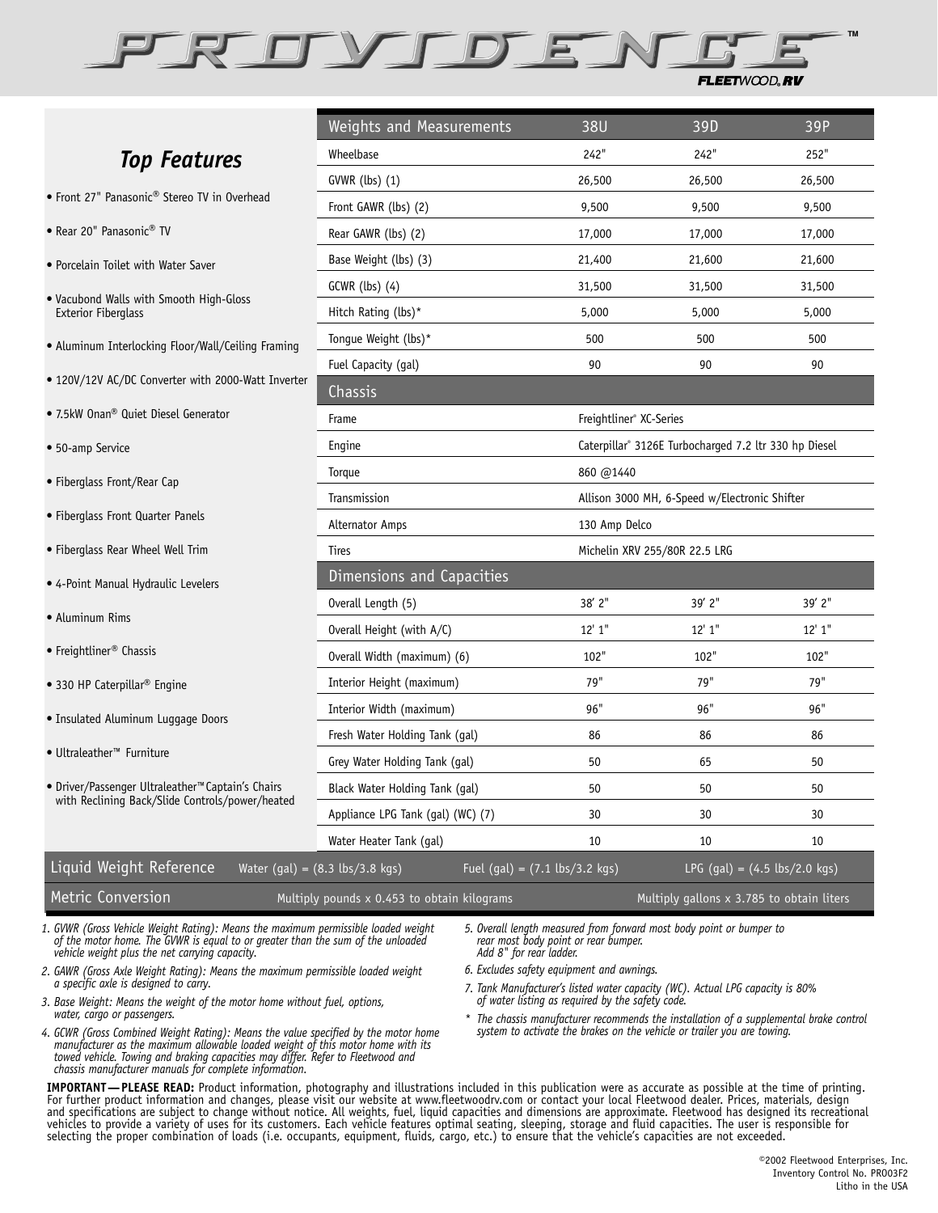# PROVIDENCE™

FLEETWOOD® RV

## Top Features

- Front 27" Panasonic® Stereo TV in Overhead
- Rear 20" Panasonic® TV
- Porcelain Toilet with Water Saver
- Vacubond Walls with Smooth High-Gloss Exterior Fiberglass
- Aluminum Interlocking Floor/Wall/Ceiling Framing
- 120V/12V AC/DC Converter with 2000-Watt Inverter
- 7.5kW Onan® Quiet Diesel Generator
- 50-amp Service
- Fiberglass Front/Rear Cap
- Fiberglass Front Quarter Panels
- Fiberglass Rear Wheel Well Trim
- 4-Point Manual Hydraulic Levelers
- Aluminum Rims
- Freightliner® Chassis
- 330 HP Caterpillar® Engine
- Insulated Aluminum Luggage Doors
- Ultraleather™ Furniture
- Driver/Passenger Ultraleather™ Captain's Chairs with Reclining Back/Slide Controls/power/heated

| Weights and Measurements | 38U | 39D | 39P |
|---|---|---|---|
| Wheelbase | 242" | 242" | 252" |
| GVWR (lbs) (1) | 26,500 | 26,500 | 26,500 |
| Front GAWR (lbs) (2) | 9,500 | 9,500 | 9,500 |
| Rear GAWR (lbs) (2) | 17,000 | 17,000 | 17,000 |
| Base Weight (lbs) (3) | 21,400 | 21,600 | 21,600 |
| GCWR (lbs) (4) | 31,500 | 31,500 | 31,500 |
| Hitch Rating (lbs)* | 5,000 | 5,000 | 5,000 |
| Tongue Weight (lbs)* | 500 | 500 | 500 |
| Fuel Capacity (gal) | 90 | 90 | 90 |
| **Chassis** | | | |
| Frame | Freightliner® XC-Series | | |
| Engine | Caterpillar® 3126E Turbocharged 7.2 ltr 330 hp Diesel | | |
| Torque | 860 @1440 | | |
| Transmission | Allison 3000 MH, 6-Speed w/Electronic Shifter | | |
| Alternator Amps | 130 Amp Delco | | |
| Tires | Michelin XRV 255/80R 22.5 LRG | | |
| **Dimensions and Capacities** | | | |
| Overall Length (5) | 38' 2" | 39' 2" | 39' 2" |
| Overall Height (with A/C) | 12' 1" | 12' 1" | 12' 1" |
| Overall Width (maximum) (6) | 102" | 102" | 102" |
| Interior Height (maximum) | 79" | 79" | 79" |
| Interior Width (maximum) | 96" | 96" | 96" |
| Fresh Water Holding Tank (gal) | 86 | 86 | 86 |
| Grey Water Holding Tank (gal) | 50 | 65 | 50 |
| Black Water Holding Tank (gal) | 50 | 50 | 50 |
| Appliance LPG Tank (gal) (WC) (7) | 30 | 30 | 30 |
| Water Heater Tank (gal) | 10 | 10 | 10 |

**Liquid Weight Reference** Water (gal) = (8.3 lbs/3.8 kgs) Fuel (gal) = (7.1 lbs/3.2 kgs) LPG (gal) = (4.5 lbs/2.0 kgs)

**Metric Conversion** Multiply pounds x 0.453 to obtain kilograms Multiply gallons x 3.785 to obtain liters

*1. GVWR (Gross Vehicle Weight Rating): Means the maximum permissible loaded weight of the motor home. The GVWR is equal to or greater than the sum of the unloaded vehicle weight plus the net carrying capacity.*

*2. GAWR (Gross Axle Weight Rating): Means the maximum permissible loaded weight a specific axle is designed to carry.*

*3. Base Weight: Means the weight of the motor home without fuel, options, water, cargo or passengers.*

*4. GCWR (Gross Combined Weight Rating): Means the value specified by the motor home manufacturer as the maximum allowable loaded weight of this motor home with its towed vehicle. Towing and braking capacities may differ. Refer to Fleetwood and chassis manufacturer manuals for complete information.*

*5. Overall length measured from forward most body point or bumper to rear most body point or rear bumper. Add 8" for rear ladder.*

*6. Excludes safety equipment and awnings.*

*7. Tank Manufacturer's listed water capacity (WC). Actual LPG capacity is 80% of water listing as required by the safety code.*

*\* The chassis manufacturer recommends the installation of a supplemental brake control system to activate the brakes on the vehicle or trailer you are towing.*

**IMPORTANT — PLEASE READ:** Product information, photography and illustrations included in this publication were as accurate as possible at the time of printing. For further product information and changes, please visit our website at www.fleetwoodrv.com or contact your local Fleetwood dealer. Prices, materials, design and specifications are subject to change without notice. All weights, fuel, liquid capacities and dimensions are approximate. Fleetwood has designed its recreational vehicles to provide a variety of uses for its customers. Each vehicle features optimal seating, sleeping, storage and fluid capacities. The user is responsible for selecting the proper combination of loads (i.e. occupants, equipment, fluids, cargo, etc.) to ensure that the vehicle's capacities are not exceeded.

©2002 Fleetwood Enterprises, Inc.
Inventory Control No. PRO03F2
Litho in the USA